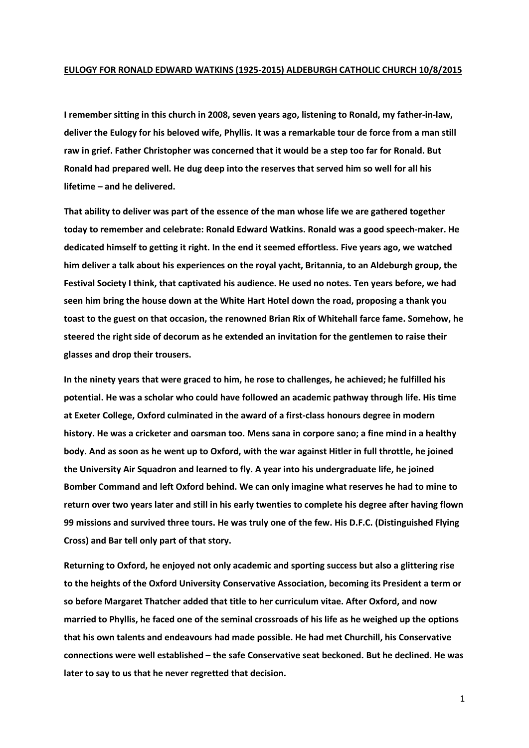# EULOGY FOR RONALD EDWARD WATKINS (1925-2015) ALDEBURGH CATHOLIC CHURCH 10/8/2015

**I remember sitting in this church in 2008, seven years ago, listening to Ronald, my father-in-law, deliver the Eulogy for his beloved wife, Phyllis. It was a remarkable tour de force from a man still raw in grief. Father Christopher was concerned that it would be a step too far for Ronald. But Ronald had prepared well. He dug deep into the reserves that served him so well for all his lifetime – and he delivered.**

**That ability to deliver was part of the essence of the man whose life we are gathered together today to remember and celebrate: Ronald Edward Watkins. Ronald was a good speech-maker. He dedicated himself to getting it right. In the end it seemed effortless. Five years ago, we watched him deliver a talk about his experiences on the royal yacht, Britannia, to an Aldeburgh group, the Festival Society I think, that captivated his audience. He used no notes. Ten years before, we had seen him bring the house down at the White Hart Hotel down the road, proposing a thank you toast to the guest on that occasion, the renowned Brian Rix of Whitehall farce fame. Somehow, he steered the right side of decorum as he extended an invitation for the gentlemen to raise their glasses and drop their trousers.**

**In the ninety years that were graced to him, he rose to challenges, he achieved; he fulfilled his potential. He was a scholar who could have followed an academic pathway through life. His time at Exeter College, Oxford culminated in the award of a first-class honours degree in modern history. He was a cricketer and oarsman too. Mens sana in corpore sano; a fine mind in a healthy body. And as soon as he went up to Oxford, with the war against Hitler in full throttle, he joined the University Air Squadron and learned to fly. A year into his undergraduate life, he joined Bomber Command and left Oxford behind. We can only imagine what reserves he had to mine to return over two years later and still in his early twenties to complete his degree after having flown 99 missions and survived three tours. He was truly one of the few. His D.F.C. (Distinguished Flying Cross) and Bar tell only part of that story.**

**Returning to Oxford, he enjoyed not only academic and sporting success but also a glittering rise to the heights of the Oxford University Conservative Association, becoming its President a term or so before Margaret Thatcher added that title to her curriculum vitae. After Oxford, and now married to Phyllis, he faced one of the seminal crossroads of his life as he weighed up the options that his own talents and endeavours had made possible. He had met Churchill, his Conservative connections were well established – the safe Conservative seat beckoned. But he declined. He was later to say to us that he never regretted that decision.**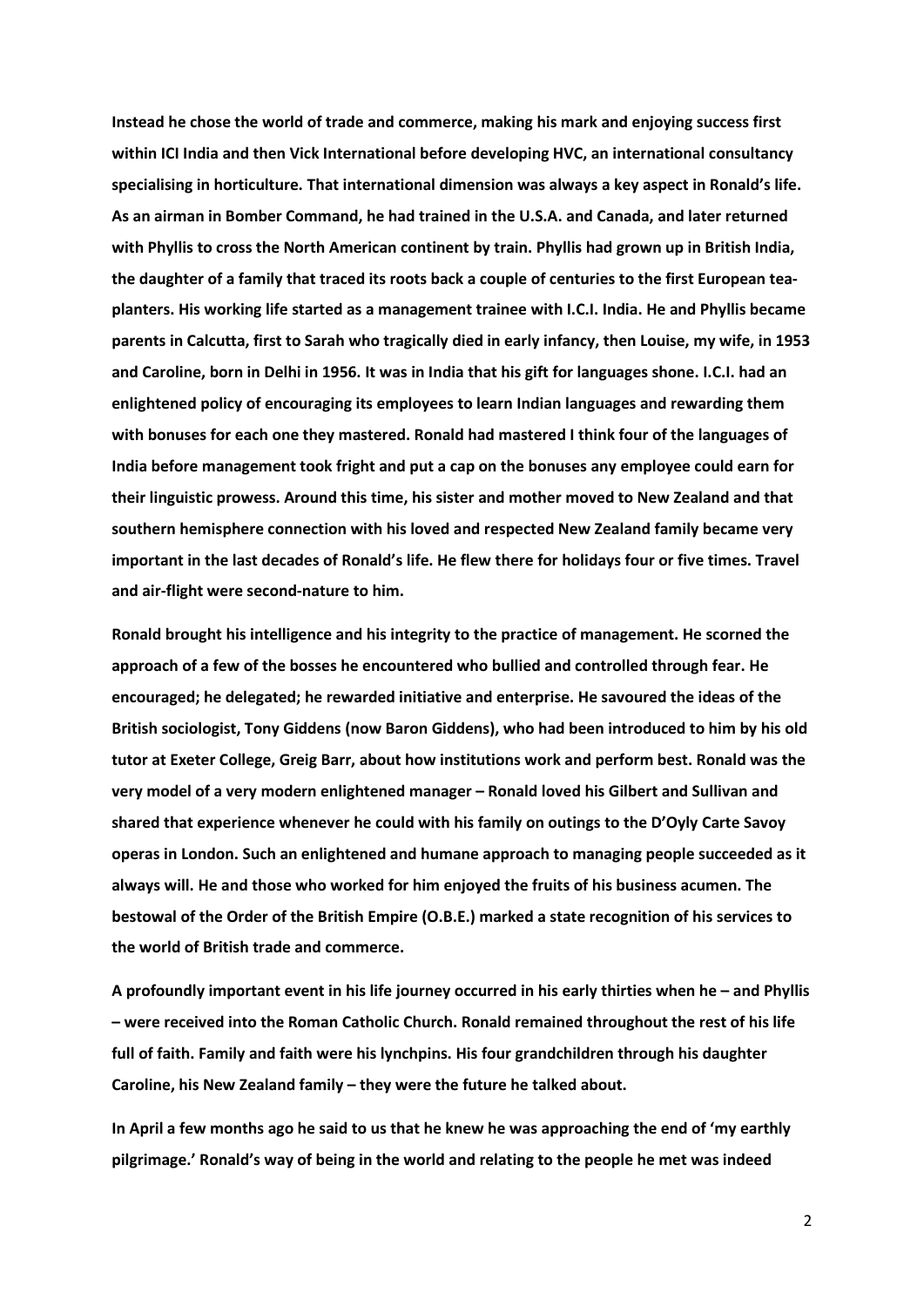**Instead he chose the world of trade and commerce, making his mark and enjoying success first within ICI India and then Vick International before developing HVC, an international consultancy specialising in horticulture. That international dimension was always a key aspect in Ronald's life. As an airman in Bomber Command, he had trained in the U.S.A. and Canada, and later returned with Phyllis to cross the North American continent by train. Phyllis had grown up in British India, the daughter of a family that traced its roots back a couple of centuries to the first European tea-planters. His working life started as a management trainee with I.C.I. India. He and Phyllis became parents in Calcutta, first to Sarah who tragically died in early infancy, then Louise, my wife, in 1953 and Caroline, born in Delhi in 1956. It was in India that his gift for languages shone. I.C.I. had an enlightened policy of encouraging its employees to learn Indian languages and rewarding them with bonuses for each one they mastered. Ronald had mastered I think four of the languages of India before management took fright and put a cap on the bonuses any employee could earn for their linguistic prowess. Around this time, his sister and mother moved to New Zealand and that southern hemisphere connection with his loved and respected New Zealand family became very important in the last decades of Ronald's life. He flew there for holidays four or five times. Travel and air-flight were second-nature to him.**

**Ronald brought his intelligence and his integrity to the practice of management. He scorned the approach of a few of the bosses he encountered who bullied and controlled through fear. He encouraged; he delegated; he rewarded initiative and enterprise. He savoured the ideas of the British sociologist, Tony Giddens (now Baron Giddens), who had been introduced to him by his old tutor at Exeter College, Greig Barr, about how institutions work and perform best. Ronald was the very model of a very modern enlightened manager – Ronald loved his Gilbert and Sullivan and shared that experience whenever he could with his family on outings to the D'Oyly Carte Savoy operas in London. Such an enlightened and humane approach to managing people succeeded as it always will. He and those who worked for him enjoyed the fruits of his business acumen. The bestowal of the Order of the British Empire (O.B.E.) marked a state recognition of his services to the world of British trade and commerce.**

**A profoundly important event in his life journey occurred in his early thirties when he – and Phyllis – were received into the Roman Catholic Church. Ronald remained throughout the rest of his life full of faith. Family and faith were his lynchpins. His four grandchildren through his daughter Caroline, his New Zealand family – they were the future he talked about.**

**In April a few months ago he said to us that he knew he was approaching the end of 'my earthly pilgrimage.' Ronald's way of being in the world and relating to the people he met was indeed**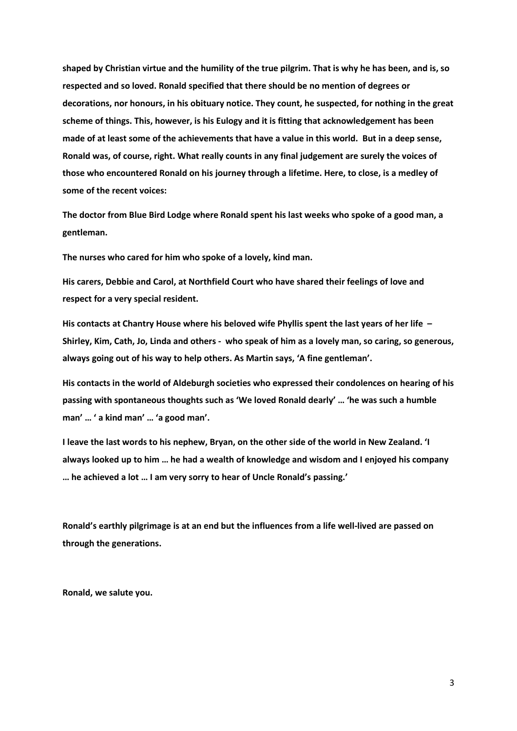**shaped by Christian virtue and the humility of the true pilgrim. That is why he has been, and is, so respected and so loved. Ronald specified that there should be no mention of degrees or decorations, nor honours, in his obituary notice. They count, he suspected, for nothing in the great scheme of things. This, however, is his Eulogy and it is fitting that acknowledgement has been made of at least some of the achievements that have a value in this world. But in a deep sense, Ronald was, of course, right. What really counts in any final judgement are surely the voices of those who encountered Ronald on his journey through a lifetime. Here, to close, is a medley of some of the recent voices:**

**The doctor from Blue Bird Lodge where Ronald spent his last weeks who spoke of a good man, a gentleman.**

**The nurses who cared for him who spoke of a lovely, kind man.**

**His carers, Debbie and Carol, at Northfield Court who have shared their feelings of love and respect for a very special resident.**

**His contacts at Chantry House where his beloved wife Phyllis spent the last years of her life – Shirley, Kim, Cath, Jo, Linda and others - who speak of him as a lovely man, so caring, so generous, always going out of his way to help others. As Martin says, 'A fine gentleman'.**

**His contacts in the world of Aldeburgh societies who expressed their condolences on hearing of his passing with spontaneous thoughts such as 'We loved Ronald dearly' … 'he was such a humble man' … ' a kind man' … 'a good man'.**

**I leave the last words to his nephew, Bryan, on the other side of the world in New Zealand. 'I always looked up to him … he had a wealth of knowledge and wisdom and I enjoyed his company … he achieved a lot … I am very sorry to hear of Uncle Ronald's passing.'**

**Ronald's earthly pilgrimage is at an end but the influences from a life well-lived are passed on through the generations.**

**Ronald, we salute you.**